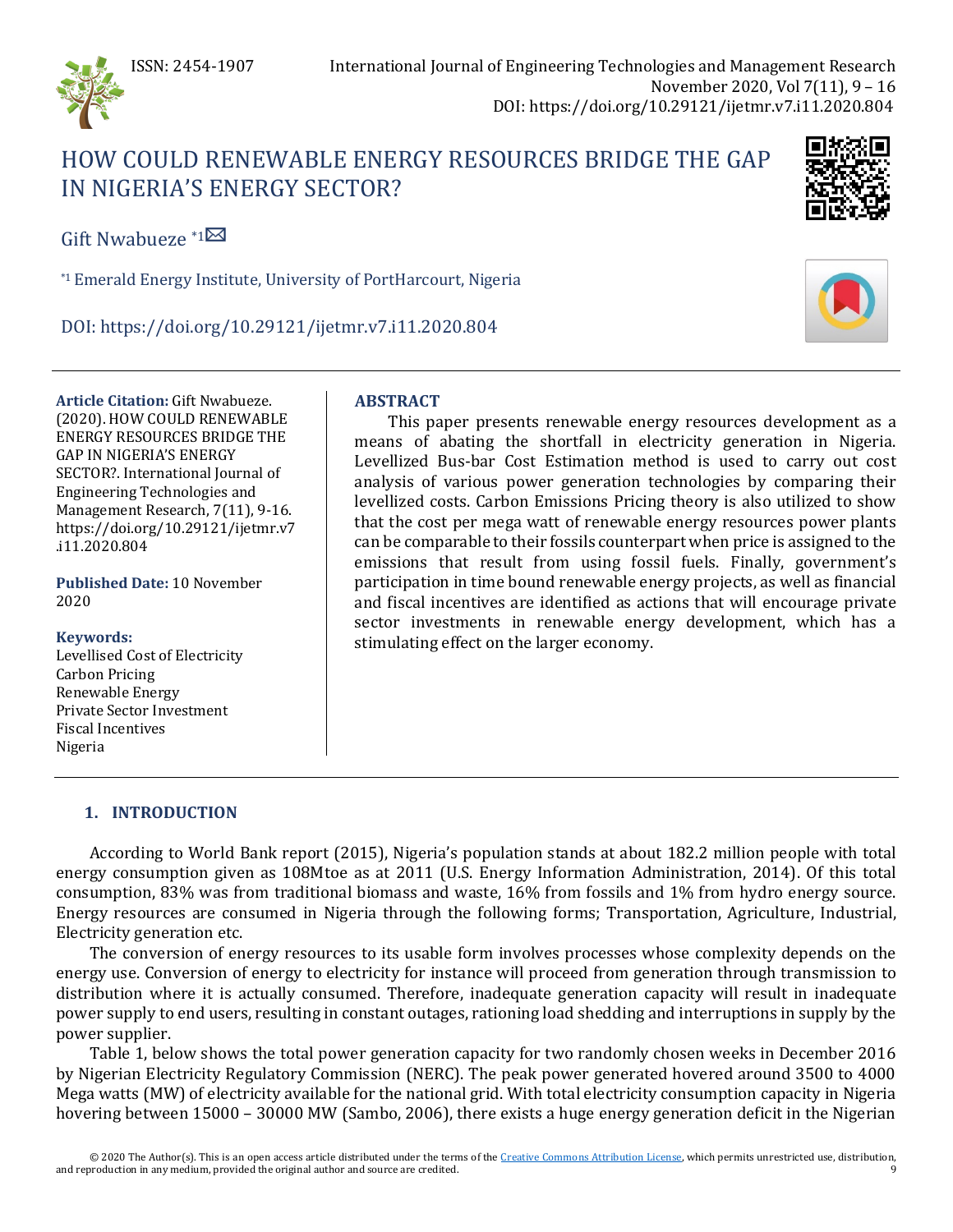# HOW COULD RENEWABLE ENERGY RESOURCES BRIDGE THE GAP IN NIGERIA'S ENERGY SECTOR?

Gift Nwabueze [*1]

[*1] Emerald Energy Institute, University of PortHarcourt, Nigeria

DOI: https://doi.org/10.29121/ijetmr.v7.i11.2020.804

**Article Citation:** Gift Nwabueze. (2020). HOW COULD RENEWABLE ENERGY RESOURCES BRIDGE THE GAP IN NIGERIA'S ENERGY SECTOR?. International Journal of Engineering Technologies and Management Research, 7(11), 9-16. https://doi.org/10.29121/ijetmr.v7.i11.2020.804

**Published Date:** 10 November 2020

**Keywords:**
Levellised Cost of Electricity
Carbon Pricing
Renewable Energy
Private Sector Investment
Fiscal Incentives
Nigeria

**ABSTRACT**

This paper presents renewable energy resources development as a means of abating the shortfall in electricity generation in Nigeria. Levellized Bus-bar Cost Estimation method is used to carry out cost analysis of various power generation technologies by comparing their levellized costs. Carbon Emissions Pricing theory is also utilized to show that the cost per mega watt of renewable energy resources power plants can be comparable to their fossils counterpart when price is assigned to the emissions that result from using fossil fuels. Finally, government's participation in time bound renewable energy projects, as well as financial and fiscal incentives are identified as actions that will encourage private sector investments in renewable energy development, which has a stimulating effect on the larger economy.

## 1. INTRODUCTION

According to World Bank report (2015), Nigeria's population stands at about 182.2 million people with total energy consumption given as 108Mtoe as at 2011 (U.S. Energy Information Administration, 2014). Of this total consumption, 83% was from traditional biomass and waste, 16% from fossils and 1% from hydro energy source. Energy resources are consumed in Nigeria through the following forms; Transportation, Agriculture, Industrial, Electricity generation etc.

The conversion of energy resources to its usable form involves processes whose complexity depends on the energy use. Conversion of energy to electricity for instance will proceed from generation through transmission to distribution where it is actually consumed. Therefore, inadequate generation capacity will result in inadequate power supply to end users, resulting in constant outages, rationing load shedding and interruptions in supply by the power supplier.

Table 1, below shows the total power generation capacity for two randomly chosen weeks in December 2016 by Nigerian Electricity Regulatory Commission (NERC). The peak power generated hovered around 3500 to 4000 Mega watts (MW) of electricity available for the national grid. With total electricity consumption capacity in Nigeria hovering between 15000 – 30000 MW (Sambo, 2006), there exists a huge energy generation deficit in the Nigerian

© 2020 The Author(s). This is an open access article distributed under the terms of the Creative Commons Attribution License, which permits unrestricted use, distribution, and reproduction in any medium, provided the original author and source are credited.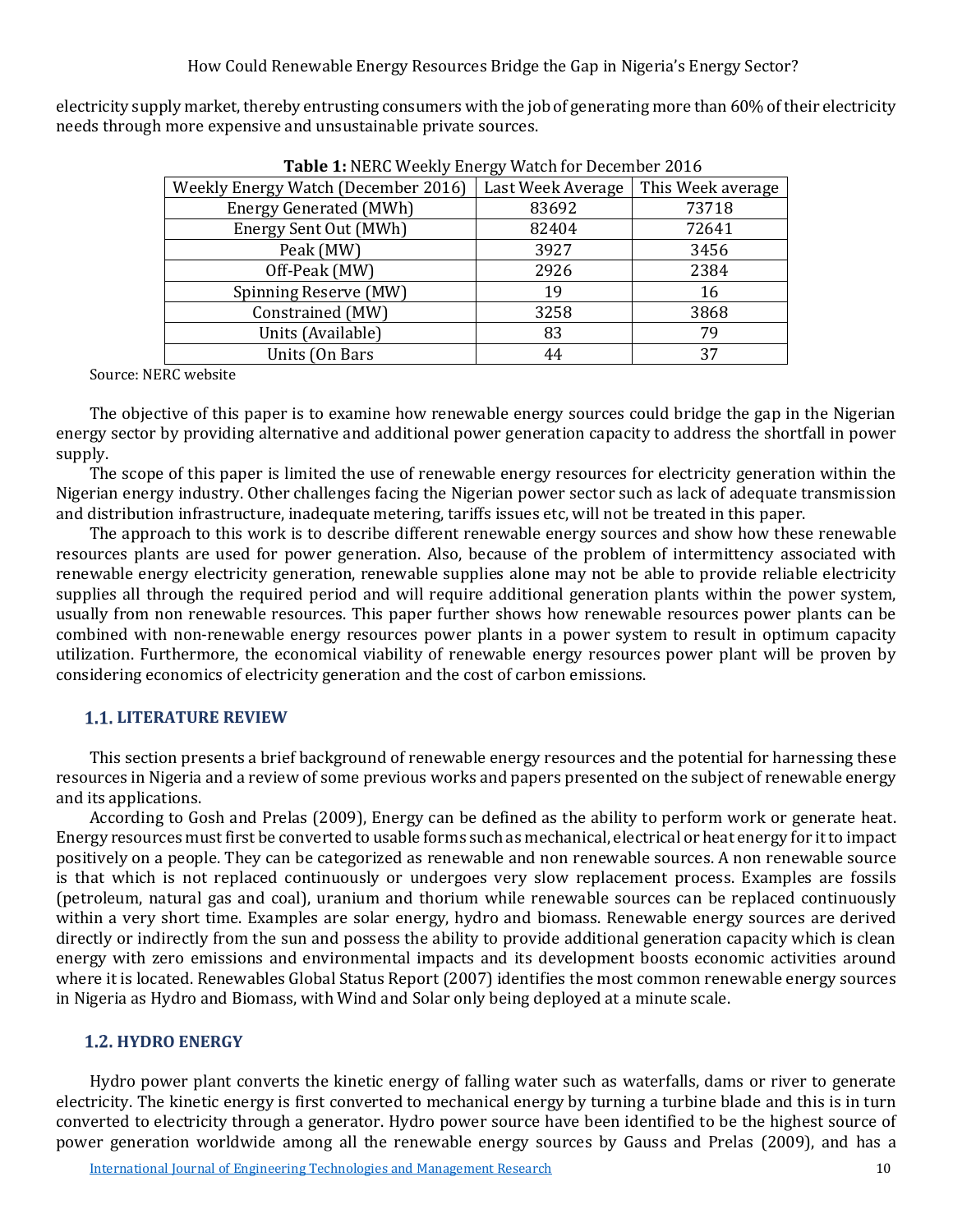electricity supply market, thereby entrusting consumers with the job of generating more than 60% of their electricity needs through more expensive and unsustainable private sources.

**Table 1:** NERC Weekly Energy Watch for December 2016

| Weekly Energy Watch (December 2016) | Last Week Average | This Week average |
|---|---|---|
| Energy Generated (MWh) | 83692 | 73718 |
| Energy Sent Out (MWh) | 82404 | 72641 |
| Peak (MW) | 3927 | 3456 |
| Off-Peak (MW) | 2926 | 2384 |
| Spinning Reserve (MW) | 19 | 16 |
| Constrained (MW) | 3258 | 3868 |
| Units (Available) | 83 | 79 |
| Units (On Bars | 44 | 37 |

Source: NERC website

The objective of this paper is to examine how renewable energy sources could bridge the gap in the Nigerian energy sector by providing alternative and additional power generation capacity to address the shortfall in power supply.

The scope of this paper is limited the use of renewable energy resources for electricity generation within the Nigerian energy industry. Other challenges facing the Nigerian power sector such as lack of adequate transmission and distribution infrastructure, inadequate metering, tariffs issues etc, will not be treated in this paper.

The approach to this work is to describe different renewable energy sources and show how these renewable resources plants are used for power generation. Also, because of the problem of intermittency associated with renewable energy electricity generation, renewable supplies alone may not be able to provide reliable electricity supplies all through the required period and will require additional generation plants within the power system, usually from non renewable resources. This paper further shows how renewable resources power plants can be combined with non-renewable energy resources power plants in a power system to result in optimum capacity utilization. Furthermore, the economical viability of renewable energy resources power plant will be proven by considering economics of electricity generation and the cost of carbon emissions.

## 1.1. LITERATURE REVIEW

This section presents a brief background of renewable energy resources and the potential for harnessing these resources in Nigeria and a review of some previous works and papers presented on the subject of renewable energy and its applications.

According to Gosh and Prelas (2009), Energy can be defined as the ability to perform work or generate heat. Energy resources must first be converted to usable forms such as mechanical, electrical or heat energy for it to impact positively on a people. They can be categorized as renewable and non renewable sources. A non renewable source is that which is not replaced continuously or undergoes very slow replacement process. Examples are fossils (petroleum, natural gas and coal), uranium and thorium while renewable sources can be replaced continuously within a very short time. Examples are solar energy, hydro and biomass. Renewable energy sources are derived directly or indirectly from the sun and possess the ability to provide additional generation capacity which is clean energy with zero emissions and environmental impacts and its development boosts economic activities around where it is located. Renewables Global Status Report (2007) identifies the most common renewable energy sources in Nigeria as Hydro and Biomass, with Wind and Solar only being deployed at a minute scale.

## 1.2. HYDRO ENERGY

Hydro power plant converts the kinetic energy of falling water such as waterfalls, dams or river to generate electricity. The kinetic energy is first converted to mechanical energy by turning a turbine blade and this is in turn converted to electricity through a generator. Hydro power source have been identified to be the highest source of power generation worldwide among all the renewable energy sources by Gauss and Prelas (2009), and has a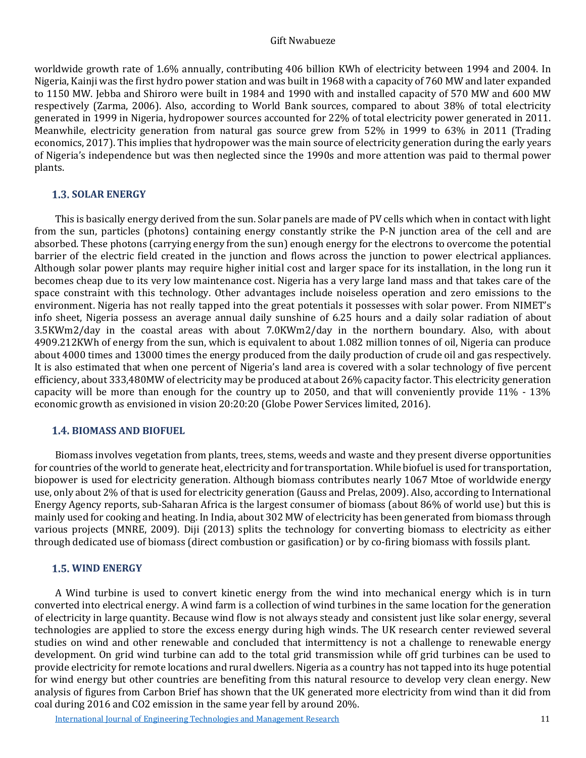worldwide growth rate of 1.6% annually, contributing 406 billion KWh of electricity between 1994 and 2004. In Nigeria, Kainji was the first hydro power station and was built in 1968 with a capacity of 760 MW and later expanded to 1150 MW. Jebba and Shiroro were built in 1984 and 1990 with and installed capacity of 570 MW and 600 MW respectively (Zarma, 2006). Also, according to World Bank sources, compared to about 38% of total electricity generated in 1999 in Nigeria, hydropower sources accounted for 22% of total electricity power generated in 2011. Meanwhile, electricity generation from natural gas source grew from 52% in 1999 to 63% in 2011 (Trading economics, 2017). This implies that hydropower was the main source of electricity generation during the early years of Nigeria's independence but was then neglected since the 1990s and more attention was paid to thermal power plants.

## 1.3. SOLAR ENERGY

This is basically energy derived from the sun. Solar panels are made of PV cells which when in contact with light from the sun, particles (photons) containing energy constantly strike the P-N junction area of the cell and are absorbed. These photons (carrying energy from the sun) enough energy for the electrons to overcome the potential barrier of the electric field created in the junction and flows across the junction to power electrical appliances. Although solar power plants may require higher initial cost and larger space for its installation, in the long run it becomes cheap due to its very low maintenance cost. Nigeria has a very large land mass and that takes care of the space constraint with this technology. Other advantages include noiseless operation and zero emissions to the environment. Nigeria has not really tapped into the great potentials it possesses with solar power. From NIMET's info sheet, Nigeria possess an average annual daily sunshine of 6.25 hours and a daily solar radiation of about 3.5KWm2/day in the coastal areas with about 7.0KWm2/day in the northern boundary. Also, with about 4909.212KWh of energy from the sun, which is equivalent to about 1.082 million tonnes of oil, Nigeria can produce about 4000 times and 13000 times the energy produced from the daily production of crude oil and gas respectively. It is also estimated that when one percent of Nigeria's land area is covered with a solar technology of five percent efficiency, about 333,480MW of electricity may be produced at about 26% capacity factor. This electricity generation capacity will be more than enough for the country up to 2050, and that will conveniently provide 11% - 13% economic growth as envisioned in vision 20:20:20 (Globe Power Services limited, 2016).

## 1.4. BIOMASS AND BIOFUEL

Biomass involves vegetation from plants, trees, stems, weeds and waste and they present diverse opportunities for countries of the world to generate heat, electricity and for transportation. While biofuel is used for transportation, biopower is used for electricity generation. Although biomass contributes nearly 1067 Mtoe of worldwide energy use, only about 2% of that is used for electricity generation (Gauss and Prelas, 2009). Also, according to International Energy Agency reports, sub-Saharan Africa is the largest consumer of biomass (about 86% of world use) but this is mainly used for cooking and heating. In India, about 302 MW of electricity has been generated from biomass through various projects (MNRE, 2009). Diji (2013) splits the technology for converting biomass to electricity as either through dedicated use of biomass (direct combustion or gasification) or by co-firing biomass with fossils plant.

## 1.5. WIND ENERGY

A Wind turbine is used to convert kinetic energy from the wind into mechanical energy which is in turn converted into electrical energy. A wind farm is a collection of wind turbines in the same location for the generation of electricity in large quantity. Because wind flow is not always steady and consistent just like solar energy, several technologies are applied to store the excess energy during high winds. The UK research center reviewed several studies on wind and other renewable and concluded that intermittency is not a challenge to renewable energy development. On grid wind turbine can add to the total grid transmission while off grid turbines can be used to provide electricity for remote locations and rural dwellers. Nigeria as a country has not tapped into its huge potential for wind energy but other countries are benefiting from this natural resource to develop very clean energy. New analysis of figures from Carbon Brief has shown that the UK generated more electricity from wind than it did from coal during 2016 and $CO_2$ emission in the same year fell by around 20%.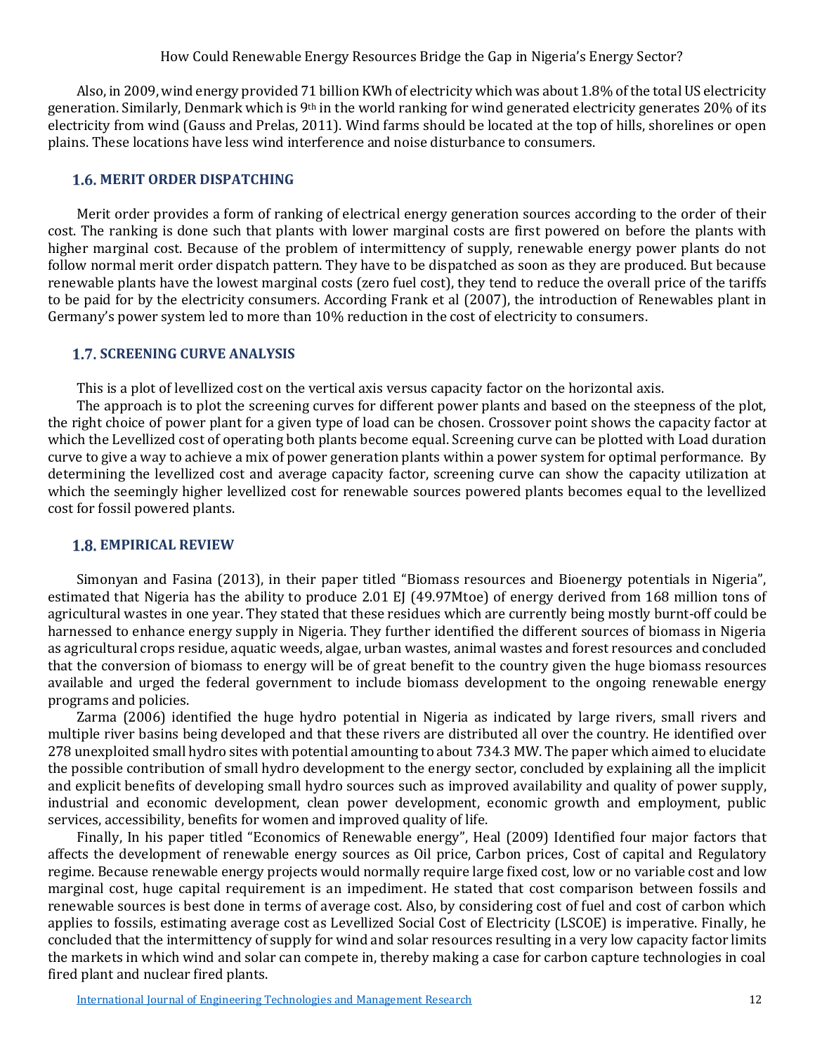Also, in 2009, wind energy provided 71 billion KWh of electricity which was about 1.8% of the total US electricity generation. Similarly, Denmark which is 9th in the world ranking for wind generated electricity generates 20% of its electricity from wind (Gauss and Prelas, 2011). Wind farms should be located at the top of hills, shorelines or open plains. These locations have less wind interference and noise disturbance to consumers.

## 1.6. MERIT ORDER DISPATCHING

Merit order provides a form of ranking of electrical energy generation sources according to the order of their cost. The ranking is done such that plants with lower marginal costs are first powered on before the plants with higher marginal cost. Because of the problem of intermittency of supply, renewable energy power plants do not follow normal merit order dispatch pattern. They have to be dispatched as soon as they are produced. But because renewable plants have the lowest marginal costs (zero fuel cost), they tend to reduce the overall price of the tariffs to be paid for by the electricity consumers. According Frank et al (2007), the introduction of Renewables plant in Germany's power system led to more than 10% reduction in the cost of electricity to consumers.

## 1.7. SCREENING CURVE ANALYSIS

This is a plot of levellized cost on the vertical axis versus capacity factor on the horizontal axis.

The approach is to plot the screening curves for different power plants and based on the steepness of the plot, the right choice of power plant for a given type of load can be chosen. Crossover point shows the capacity factor at which the Levellized cost of operating both plants become equal. Screening curve can be plotted with Load duration curve to give a way to achieve a mix of power generation plants within a power system for optimal performance. By determining the levellized cost and average capacity factor, screening curve can show the capacity utilization at which the seemingly higher levellized cost for renewable sources powered plants becomes equal to the levellized cost for fossil powered plants.

## 1.8. EMPIRICAL REVIEW

Simonyan and Fasina (2013), in their paper titled "Biomass resources and Bioenergy potentials in Nigeria", estimated that Nigeria has the ability to produce 2.01 EJ (49.97Mtoe) of energy derived from 168 million tons of agricultural wastes in one year. They stated that these residues which are currently being mostly burnt-off could be harnessed to enhance energy supply in Nigeria. They further identified the different sources of biomass in Nigeria as agricultural crops residue, aquatic weeds, algae, urban wastes, animal wastes and forest resources and concluded that the conversion of biomass to energy will be of great benefit to the country given the huge biomass resources available and urged the federal government to include biomass development to the ongoing renewable energy programs and policies.

Zarma (2006) identified the huge hydro potential in Nigeria as indicated by large rivers, small rivers and multiple river basins being developed and that these rivers are distributed all over the country. He identified over 278 unexploited small hydro sites with potential amounting to about 734.3 MW. The paper which aimed to elucidate the possible contribution of small hydro development to the energy sector, concluded by explaining all the implicit and explicit benefits of developing small hydro sources such as improved availability and quality of power supply, industrial and economic development, clean power development, economic growth and employment, public services, accessibility, benefits for women and improved quality of life.

Finally, In his paper titled "Economics of Renewable energy", Heal (2009) Identified four major factors that affects the development of renewable energy sources as Oil price, Carbon prices, Cost of capital and Regulatory regime. Because renewable energy projects would normally require large fixed cost, low or no variable cost and low marginal cost, huge capital requirement is an impediment. He stated that cost comparison between fossils and renewable sources is best done in terms of average cost. Also, by considering cost of fuel and cost of carbon which applies to fossils, estimating average cost as Levellized Social Cost of Electricity (LSCOE) is imperative. Finally, he concluded that the intermittency of supply for wind and solar resources resulting in a very low capacity factor limits the markets in which wind and solar can compete in, thereby making a case for carbon capture technologies in coal fired plant and nuclear fired plants.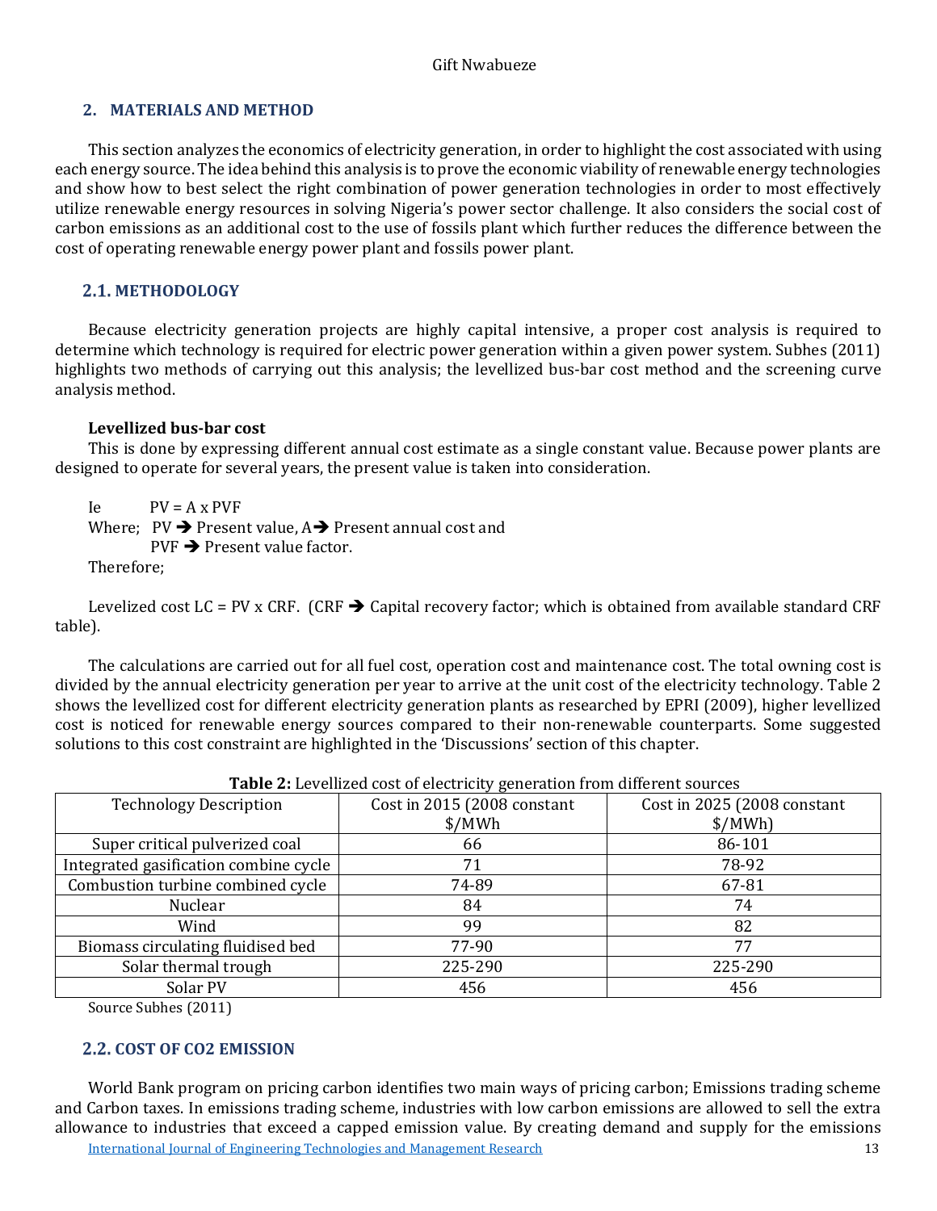## 2. MATERIALS AND METHOD

This section analyzes the economics of electricity generation, in order to highlight the cost associated with using each energy source. The idea behind this analysis is to prove the economic viability of renewable energy technologies and show how to best select the right combination of power generation technologies in order to most effectively utilize renewable energy resources in solving Nigeria's power sector challenge. It also considers the social cost of carbon emissions as an additional cost to the use of fossils plant which further reduces the difference between the cost of operating renewable energy power plant and fossils power plant.

### 2.1. METHODOLOGY

Because electricity generation projects are highly capital intensive, a proper cost analysis is required to determine which technology is required for electric power generation within a given power system. Subhes (2011) highlights two methods of carrying out this analysis; the levellized bus-bar cost method and the screening curve analysis method.

**Levellized bus-bar cost**

This is done by expressing different annual cost estimate as a single constant value. Because power plants are designed to operate for several years, the present value is taken into consideration.

Ie $PV = A \times PVF$

Where; PV ➔ Present value, A ➔ Present annual cost and PVF ➔ Present value factor.

Therefore;

Levelized cost $LC = PV \times CRF$. (CRF ➔ Capital recovery factor; which is obtained from available standard CRF table).

The calculations are carried out for all fuel cost, operation cost and maintenance cost. The total owning cost is divided by the annual electricity generation per year to arrive at the unit cost of the electricity technology. Table 2 shows the levellized cost for different electricity generation plants as researched by EPRI (2009), higher levellized cost is noticed for renewable energy sources compared to their non-renewable counterparts. Some suggested solutions to this cost constraint are highlighted in the 'Discussions' section of this chapter.

**Table 2:** Levellized cost of electricity generation from different sources

| Technology Description | Cost in 2015 (2008 constant $/MWh | Cost in 2025 (2008 constant $/MWh) |
|---|---|---|
| Super critical pulverized coal | 66 | 86-101 |
| Integrated gasification combine cycle | 71 | 78-92 |
| Combustion turbine combined cycle | 74-89 | 67-81 |
| Nuclear | 84 | 74 |
| Wind | 99 | 82 |
| Biomass circulating fluidised bed | 77-90 | 77 |
| Solar thermal trough | 225-290 | 225-290 |
| Solar PV | 456 | 456 |

Source Subhes (2011)

### 2.2. COST OF CO2 EMISSION

World Bank program on pricing carbon identifies two main ways of pricing carbon; Emissions trading scheme and Carbon taxes. In emissions trading scheme, industries with low carbon emissions are allowed to sell the extra allowance to industries that exceed a capped emission value. By creating demand and supply for the emissions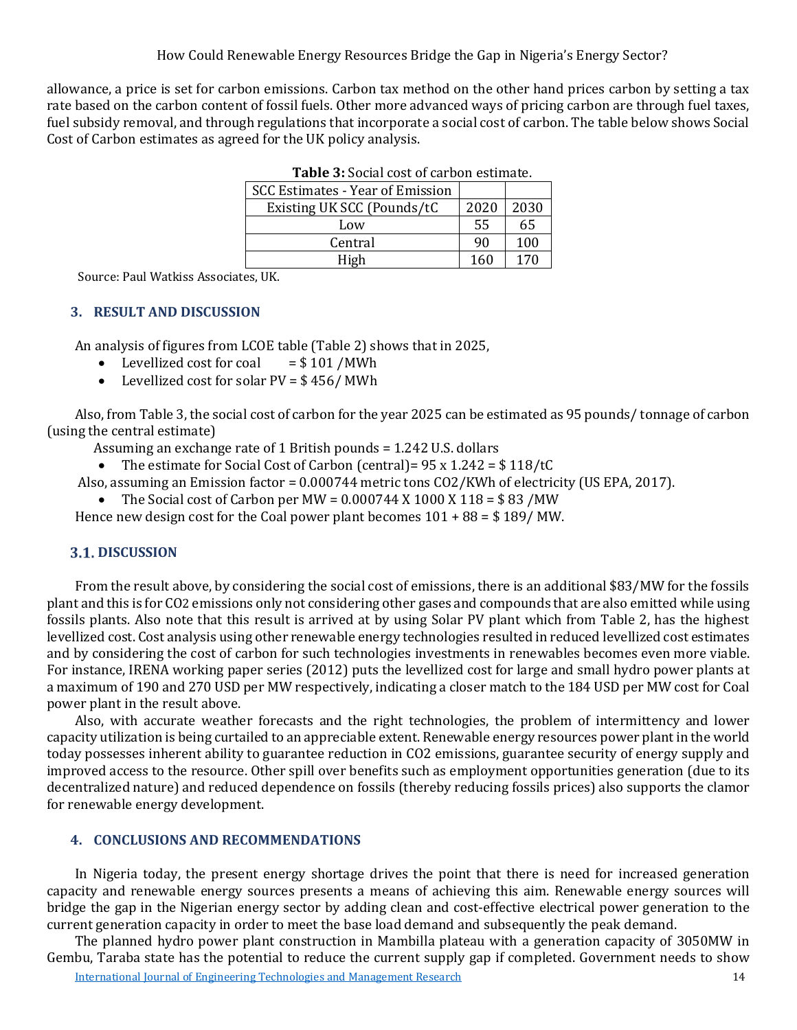allowance, a price is set for carbon emissions. Carbon tax method on the other hand prices carbon by setting a tax rate based on the carbon content of fossil fuels. Other more advanced ways of pricing carbon are through fuel taxes, fuel subsidy removal, and through regulations that incorporate a social cost of carbon. The table below shows Social Cost of Carbon estimates as agreed for the UK policy analysis.

**Table 3:** Social cost of carbon estimate.

| SCC Estimates - Year of Emission | | |
|---|---|---|
| Existing UK SCC (Pounds/tC | 2020 | 2030 |
| Low | 55 | 65 |
| Central | 90 | 100 |
| High | 160 | 170 |

Source: Paul Watkiss Associates, UK.

## 3. RESULT AND DISCUSSION

An analysis of figures from LCOE table (Table 2) shows that in 2025,

- Levellized cost for coal = $ 101 /MWh
- Levellized cost for solar PV = $ 456/ MWh

Also, from Table 3, the social cost of carbon for the year 2025 can be estimated as 95 pounds/ tonnage of carbon (using the central estimate)

Assuming an exchange rate of 1 British pounds = 1.242 U.S. dollars

- The estimate for Social Cost of Carbon (central)= 95 x 1.242 = $ 118/tC

Also, assuming an Emission factor = 0.000744 metric tons CO2/KWh of electricity (US EPA, 2017).

- The Social cost of Carbon per MW = 0.000744 X 1000 X 118 = $ 83 /MW

Hence new design cost for the Coal power plant becomes 101 + 88 = $ 189/ MW.

### 3.1. DISCUSSION

From the result above, by considering the social cost of emissions, there is an additional $83/MW for the fossils plant and this is for CO2 emissions only not considering other gases and compounds that are also emitted while using fossils plants. Also note that this result is arrived at by using Solar PV plant which from Table 2, has the highest levellized cost. Cost analysis using other renewable energy technologies resulted in reduced levellized cost estimates and by considering the cost of carbon for such technologies investments in renewables becomes even more viable. For instance, IRENA working paper series (2012) puts the levellized cost for large and small hydro power plants at a maximum of 190 and 270 USD per MW respectively, indicating a closer match to the 184 USD per MW cost for Coal power plant in the result above.

Also, with accurate weather forecasts and the right technologies, the problem of intermittency and lower capacity utilization is being curtailed to an appreciable extent. Renewable energy resources power plant in the world today possesses inherent ability to guarantee reduction in CO2 emissions, guarantee security of energy supply and improved access to the resource. Other spill over benefits such as employment opportunities generation (due to its decentralized nature) and reduced dependence on fossils (thereby reducing fossils prices) also supports the clamor for renewable energy development.

## 4. CONCLUSIONS AND RECOMMENDATIONS

In Nigeria today, the present energy shortage drives the point that there is need for increased generation capacity and renewable energy sources presents a means of achieving this aim. Renewable energy sources will bridge the gap in the Nigerian energy sector by adding clean and cost-effective electrical power generation to the current generation capacity in order to meet the base load demand and subsequently the peak demand.

The planned hydro power plant construction in Mambilla plateau with a generation capacity of 3050MW in Gembu, Taraba state has the potential to reduce the current supply gap if completed. Government needs to show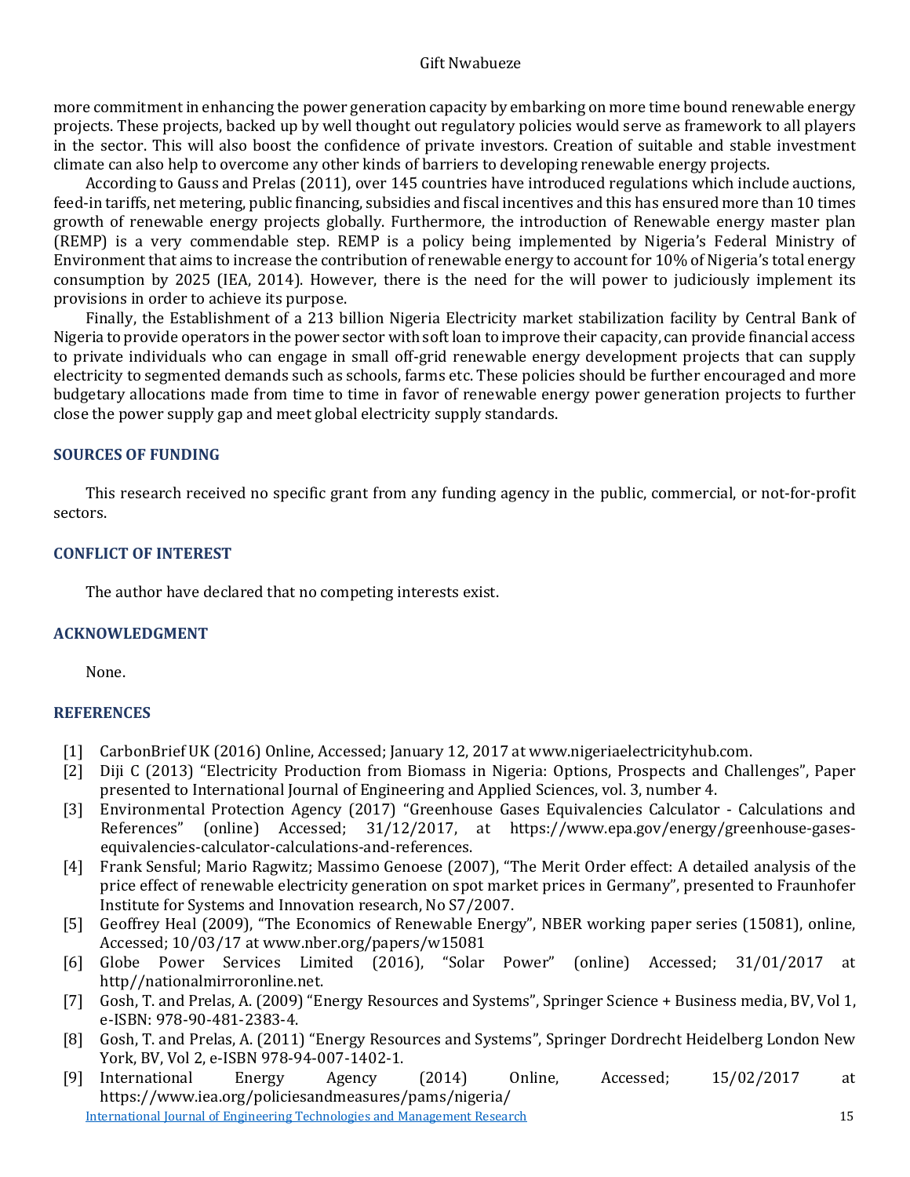more commitment in enhancing the power generation capacity by embarking on more time bound renewable energy projects. These projects, backed up by well thought out regulatory policies would serve as framework to all players in the sector. This will also boost the confidence of private investors. Creation of suitable and stable investment climate can also help to overcome any other kinds of barriers to developing renewable energy projects.

According to Gauss and Prelas (2011), over 145 countries have introduced regulations which include auctions, feed-in tariffs, net metering, public financing, subsidies and fiscal incentives and this has ensured more than 10 times growth of renewable energy projects globally. Furthermore, the introduction of Renewable energy master plan (REMP) is a very commendable step. REMP is a policy being implemented by Nigeria's Federal Ministry of Environment that aims to increase the contribution of renewable energy to account for 10% of Nigeria's total energy consumption by 2025 (IEA, 2014). However, there is the need for the will power to judiciously implement its provisions in order to achieve its purpose.

Finally, the Establishment of a 213 billion Nigeria Electricity market stabilization facility by Central Bank of Nigeria to provide operators in the power sector with soft loan to improve their capacity, can provide financial access to private individuals who can engage in small off-grid renewable energy development projects that can supply electricity to segmented demands such as schools, farms etc. These policies should be further encouraged and more budgetary allocations made from time to time in favor of renewable energy power generation projects to further close the power supply gap and meet global electricity supply standards.

## SOURCES OF FUNDING

This research received no specific grant from any funding agency in the public, commercial, or not-for-profit sectors.

## CONFLICT OF INTEREST

The author have declared that no competing interests exist.

## ACKNOWLEDGMENT

None.

## REFERENCES

[1] CarbonBrief UK (2016) Online, Accessed; January 12, 2017 at www.nigeriaelectricityhub.com.

[2] Diji C (2013) "Electricity Production from Biomass in Nigeria: Options, Prospects and Challenges", Paper presented to International Journal of Engineering and Applied Sciences, vol. 3, number 4.

[3] Environmental Protection Agency (2017) "Greenhouse Gases Equivalencies Calculator - Calculations and References" (online) Accessed; 31/12/2017, at https://www.epa.gov/energy/greenhouse-gases-equivalencies-calculator-calculations-and-references.

[4] Frank Sensful; Mario Ragwitz; Massimo Genoese (2007), "The Merit Order effect: A detailed analysis of the price effect of renewable electricity generation on spot market prices in Germany", presented to Fraunhofer Institute for Systems and Innovation research, No S7/2007.

[5] Geoffrey Heal (2009), "The Economics of Renewable Energy", NBER working paper series (15081), online, Accessed; 10/03/17 at www.nber.org/papers/w15081

[6] Globe Power Services Limited (2016), "Solar Power" (online) Accessed; 31/01/2017 at http//nationalmirroronline.net.

[7] Gosh, T. and Prelas, A. (2009) "Energy Resources and Systems", Springer Science + Business media, BV, Vol 1, e-ISBN: 978-90-481-2383-4.

[8] Gosh, T. and Prelas, A. (2011) "Energy Resources and Systems", Springer Dordrecht Heidelberg London New York, BV, Vol 2, e-ISBN 978-94-007-1402-1.

[9] International Energy Agency (2014) Online, Accessed; 15/02/2017 at https://www.iea.org/policiesandmeasures/pams/nigeria/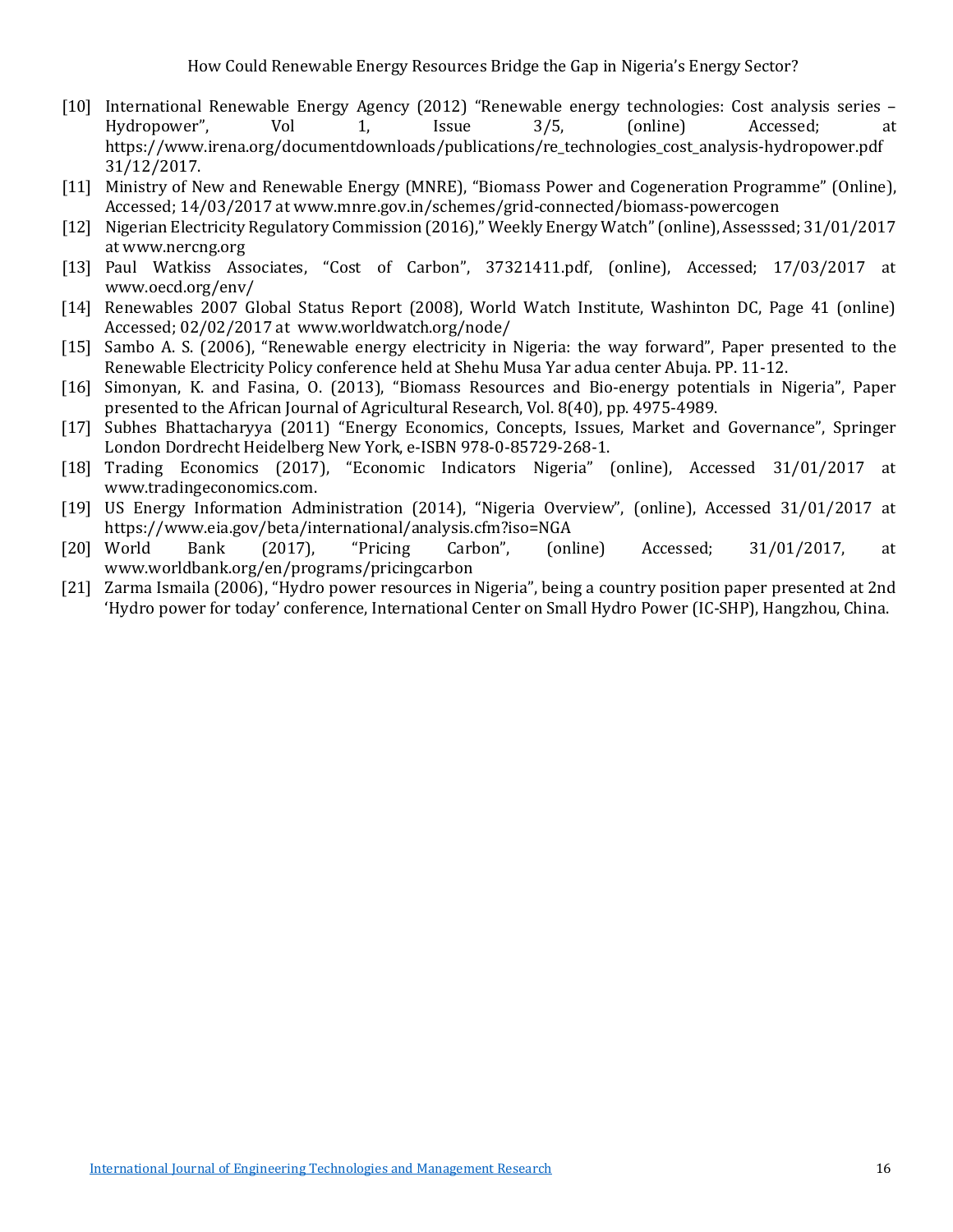[10] International Renewable Energy Agency (2012) "Renewable energy technologies: Cost analysis series – Hydropower", Vol 1, Issue 3/5, (online) Accessed; at https://www.irena.org/documentdownloads/publications/re_technologies_cost_analysis-hydropower.pdf 31/12/2017.

[11] Ministry of New and Renewable Energy (MNRE), "Biomass Power and Cogeneration Programme" (Online), Accessed; 14/03/2017 at www.mnre.gov.in/schemes/grid-connected/biomass-powercogen

[12] Nigerian Electricity Regulatory Commission (2016)," Weekly Energy Watch" (online), Assesssed; 31/01/2017 at www.nercng.org

[13] Paul Watkiss Associates, "Cost of Carbon", 37321411.pdf, (online), Accessed; 17/03/2017 at www.oecd.org/env/

[14] Renewables 2007 Global Status Report (2008), World Watch Institute, Washinton DC, Page 41 (online) Accessed; 02/02/2017 at www.worldwatch.org/node/

[15] Sambo A. S. (2006), "Renewable energy electricity in Nigeria: the way forward", Paper presented to the Renewable Electricity Policy conference held at Shehu Musa Yar adua center Abuja. PP. 11-12.

[16] Simonyan, K. and Fasina, O. (2013), "Biomass Resources and Bio-energy potentials in Nigeria", Paper presented to the African Journal of Agricultural Research, Vol. 8(40), pp. 4975-4989.

[17] Subhes Bhattacharyya (2011) "Energy Economics, Concepts, Issues, Market and Governance", Springer London Dordrecht Heidelberg New York, e-ISBN 978-0-85729-268-1.

[18] Trading Economics (2017), "Economic Indicators Nigeria" (online), Accessed 31/01/2017 at www.tradingeconomics.com.

[19] US Energy Information Administration (2014), "Nigeria Overview", (online), Accessed 31/01/2017 at https://www.eia.gov/beta/international/analysis.cfm?iso=NGA

[20] World Bank (2017), "Pricing Carbon", (online) Accessed; 31/01/2017, at www.worldbank.org/en/programs/pricingcarbon

[21] Zarma Ismaila (2006), "Hydro power resources in Nigeria", being a country position paper presented at 2nd 'Hydro power for today' conference, International Center on Small Hydro Power (IC-SHP), Hangzhou, China.